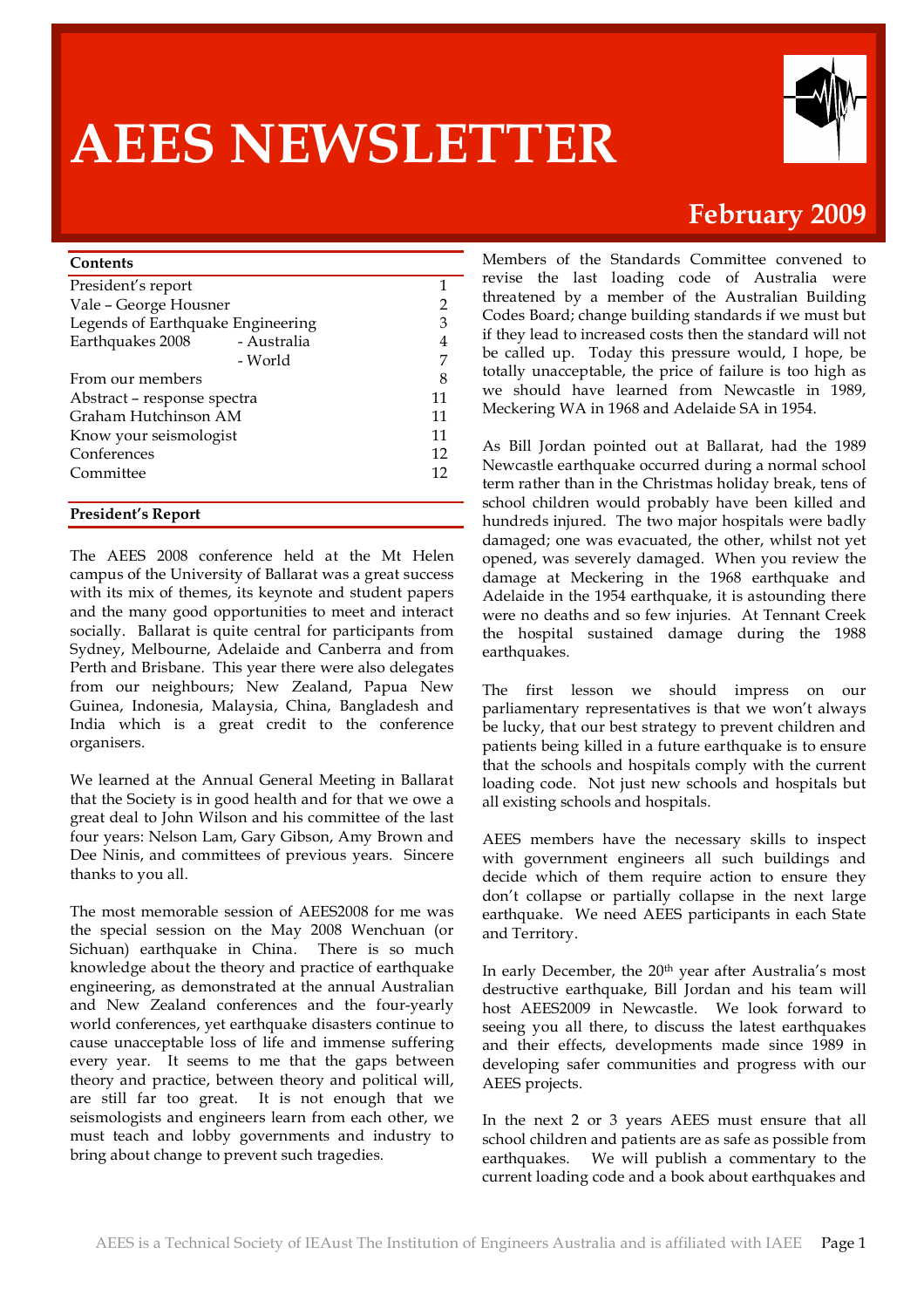# AEES NEWSLETTER

**February 2009**

**Contents**

| | |
|---|---|
| President's report | 1 |
| Vale – George Housner | 2 |
| Legends of Earthquake Engineering | 3 |
| Earthquakes 2008 - Australia | 4 |
| - World | 7 |
| From our members | 8 |
| Abstract – response spectra | 11 |
| Graham Hutchinson AM | 11 |
| Know your seismologist | 11 |
| Conferences | 12 |
| Committee | 12 |

## President's Report

The AEES 2008 conference held at the Mt Helen campus of the University of Ballarat was a great success with its mix of themes, its keynote and student papers and the many good opportunities to meet and interact socially. Ballarat is quite central for participants from Sydney, Melbourne, Adelaide and Canberra and from Perth and Brisbane. This year there were also delegates from our neighbours; New Zealand, Papua New Guinea, Indonesia, Malaysia, China, Bangladesh and India which is a great credit to the conference organisers.

We learned at the Annual General Meeting in Ballarat that the Society is in good health and for that we owe a great deal to John Wilson and his committee of the last four years: Nelson Lam, Gary Gibson, Amy Brown and Dee Ninis, and committees of previous years. Sincere thanks to you all.

The most memorable session of AEES2008 for me was the special session on the May 2008 Wenchuan (or Sichuan) earthquake in China. There is so much knowledge about the theory and practice of earthquake engineering, as demonstrated at the annual Australian and New Zealand conferences and the four-yearly world conferences, yet earthquake disasters continue to cause unacceptable loss of life and immense suffering every year. It seems to me that the gaps between theory and practice, between theory and political will, are still far too great. It is not enough that we seismologists and engineers learn from each other, we must teach and lobby governments and industry to bring about change to prevent such tragedies.

Members of the Standards Committee convened to revise the last loading code of Australia were threatened by a member of the Australian Building Codes Board; change building standards if we must but if they lead to increased costs then the standard will not be called up. Today this pressure would, I hope, be totally unacceptable, the price of failure is too high as we should have learned from Newcastle in 1989, Meckering WA in 1968 and Adelaide SA in 1954.

As Bill Jordan pointed out at Ballarat, had the 1989 Newcastle earthquake occurred during a normal school term rather than in the Christmas holiday break, tens of school children would probably have been killed and hundreds injured. The two major hospitals were badly damaged; one was evacuated, the other, whilst not yet opened, was severely damaged. When you review the damage at Meckering in the 1968 earthquake and Adelaide in the 1954 earthquake, it is astounding there were no deaths and so few injuries. At Tennant Creek the hospital sustained damage during the 1988 earthquakes.

The first lesson we should impress on our parliamentary representatives is that we won't always be lucky, that our best strategy to prevent children and patients being killed in a future earthquake is to ensure that the schools and hospitals comply with the current loading code. Not just new schools and hospitals but all existing schools and hospitals.

AEES members have the necessary skills to inspect with government engineers all such buildings and decide which of them require action to ensure they don't collapse or partially collapse in the next large earthquake. We need AEES participants in each State and Territory.

In early December, the 20th year after Australia's most destructive earthquake, Bill Jordan and his team will host AEES2009 in Newcastle. We look forward to seeing you all there, to discuss the latest earthquakes and their effects, developments made since 1989 in developing safer communities and progress with our AEES projects.

In the next 2 or 3 years AEES must ensure that all school children and patients are as safe as possible from earthquakes. We will publish a commentary to the current loading code and a book about earthquakes and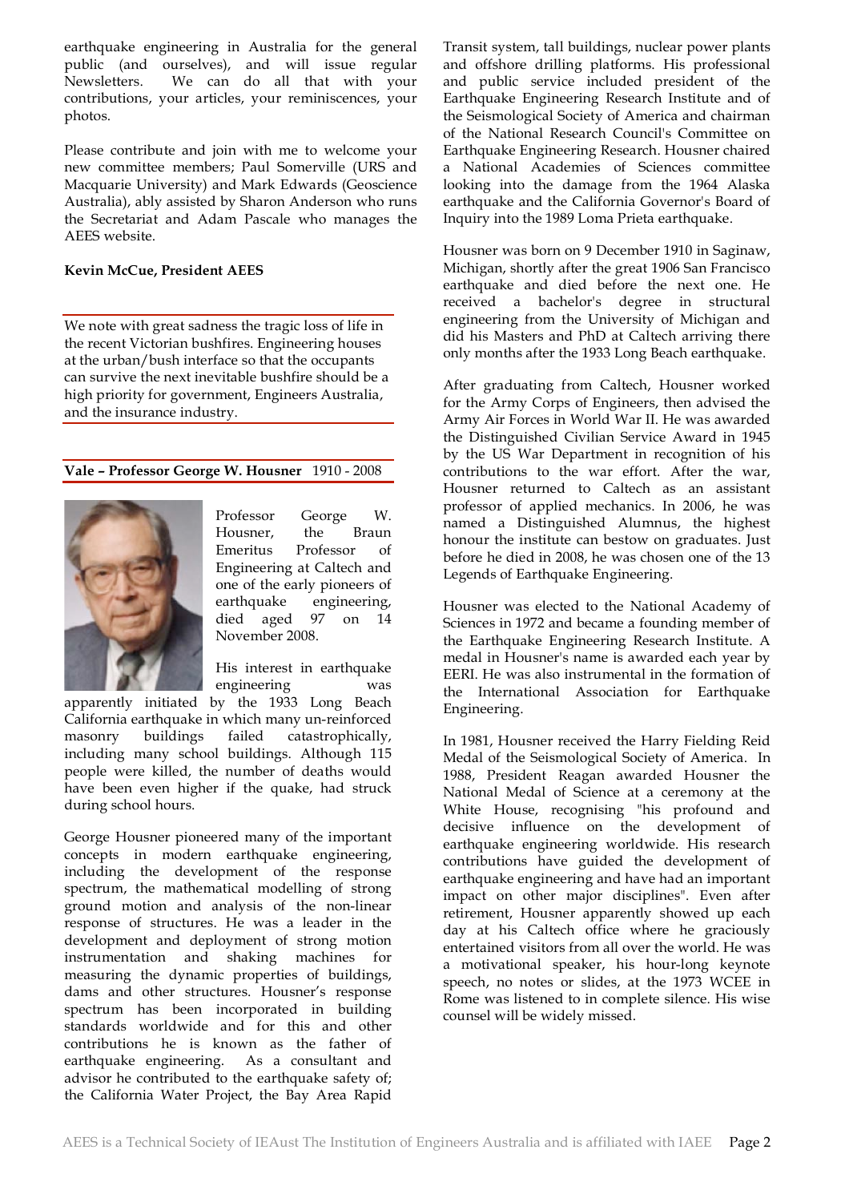earthquake engineering in Australia for the general public (and ourselves), and will issue regular Newsletters. We can do all that with your contributions, your articles, your reminiscences, your photos.

Please contribute and join with me to welcome your new committee members; Paul Somerville (URS and Macquarie University) and Mark Edwards (Geoscience Australia), ably assisted by Sharon Anderson who runs the Secretariat and Adam Pascale who manages the AEES website.

**Kevin McCue, President AEES**

---

We note with great sadness the tragic loss of life in the recent Victorian bushfires. Engineering houses at the urban/bush interface so that the occupants can survive the next inevitable bushfire should be a high priority for government, Engineers Australia, and the insurance industry.

---

**Vale – Professor George W. Housner** 1910 - 2008

Professor George W. Housner, the Braun Emeritus Professor of Engineering at Caltech and one of the early pioneers of earthquake engineering, died aged 97 on 14 November 2008.

His interest in earthquake engineering was apparently initiated by the 1933 Long Beach California earthquake in which many un-reinforced masonry buildings failed catastrophically, including many school buildings. Although 115 people were killed, the number of deaths would have been even higher if the quake, had struck during school hours.

George Housner pioneered many of the important concepts in modern earthquake engineering, including the development of the response spectrum, the mathematical modelling of strong ground motion and analysis of the non-linear response of structures. He was a leader in the development and deployment of strong motion instrumentation and shaking machines for measuring the dynamic properties of buildings, dams and other structures. Housner's response spectrum has been incorporated in building standards worldwide and for this and other contributions he is known as the father of earthquake engineering. As a consultant and advisor he contributed to the earthquake safety of; the California Water Project, the Bay Area Rapid Transit system, tall buildings, nuclear power plants and offshore drilling platforms. His professional and public service included president of the Earthquake Engineering Research Institute and of the Seismological Society of America and chairman of the National Research Council's Committee on Earthquake Engineering Research. Housner chaired a National Academies of Sciences committee looking into the damage from the 1964 Alaska earthquake and the California Governor's Board of Inquiry into the 1989 Loma Prieta earthquake.

Housner was born on 9 December 1910 in Saginaw, Michigan, shortly after the great 1906 San Francisco earthquake and died before the next one. He received a bachelor's degree in structural engineering from the University of Michigan and did his Masters and PhD at Caltech arriving there only months after the 1933 Long Beach earthquake.

After graduating from Caltech, Housner worked for the Army Corps of Engineers, then advised the Army Air Forces in World War II. He was awarded the Distinguished Civilian Service Award in 1945 by the US War Department in recognition of his contributions to the war effort. After the war, Housner returned to Caltech as an assistant professor of applied mechanics. In 2006, he was named a Distinguished Alumnus, the highest honour the institute can bestow on graduates. Just before he died in 2008, he was chosen one of the 13 Legends of Earthquake Engineering.

Housner was elected to the National Academy of Sciences in 1972 and became a founding member of the Earthquake Engineering Research Institute. A medal in Housner's name is awarded each year by EERI. He was also instrumental in the formation of the International Association for Earthquake Engineering.

In 1981, Housner received the Harry Fielding Reid Medal of the Seismological Society of America. In 1988, President Reagan awarded Housner the National Medal of Science at a ceremony at the White House, recognising "his profound and decisive influence on the development of earthquake engineering worldwide. His research contributions have guided the development of earthquake engineering and have had an important impact on other major disciplines". Even after retirement, Housner apparently showed up each day at his Caltech office where he graciously entertained visitors from all over the world. He was a motivational speaker, his hour-long keynote speech, no notes or slides, at the 1973 WCEE in Rome was listened to in complete silence. His wise counsel will be widely missed.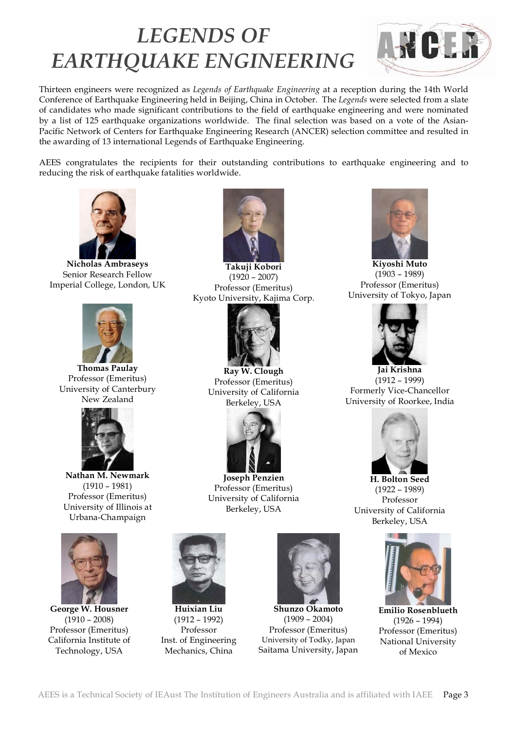# *LEGENDS OF EARTHQUAKE ENGINEERING*

Thirteen engineers were recognized as *Legends of Earthquake Engineering* at a reception during the 14th World Conference of Earthquake Engineering held in Beijing, China in October. The *Legends* were selected from a slate of candidates who made significant contributions to the field of earthquake engineering and were nominated by a list of 125 earthquake organizations worldwide. The final selection was based on a vote of the Asian-Pacific Network of Centers for Earthquake Engineering Research (ANCER) selection committee and resulted in the awarding of 13 international Legends of Earthquake Engineering.

AEES congratulates the recipients for their outstanding contributions to earthquake engineering and to reducing the risk of earthquake fatalities worldwide.

**Nicholas Ambraseys**
Senior Research Fellow
Imperial College, London, UK

**Takuji Kobori**
(1920 – 2007)
Professor (Emeritus)
Kyoto University, Kajima Corp.

**Kiyoshi Muto**
(1903 – 1989)
Professor (Emeritus)
University of Tokyo, Japan

**Thomas Paulay**
Professor (Emeritus)
University of Canterbury
New Zealand

**Ray W. Clough**
Professor (Emeritus)
University of California
Berkeley, USA

**Jai Krishna**
(1912 – 1999)
Formerly Vice-Chancellor
University of Roorkee, India

**Nathan M. Newmark**
(1910 – 1981)
Professor (Emeritus)
University of Illinois at
Urbana-Champaign

**Joseph Penzien**
Professor (Emeritus)
University of California
Berkeley, USA

**H. Bolton Seed**
(1922 – 1989)
Professor
University of California
Berkeley, USA

**George W. Housner**
(1910 – 2008)
Professor (Emeritus)
California Institute of
Technology, USA

**Huixian Liu**
(1912 – 1992)
Professor
Inst. of Engineering
Mechanics, China

**Shunzo Okamoto**
(1909 – 2004)
Professor (Emeritus)
University of Todky, Japan
Saitama University, Japan

**Emilio Rosenblueth**
(1926 – 1994)
Professor (Emeritus)
National University
of Mexico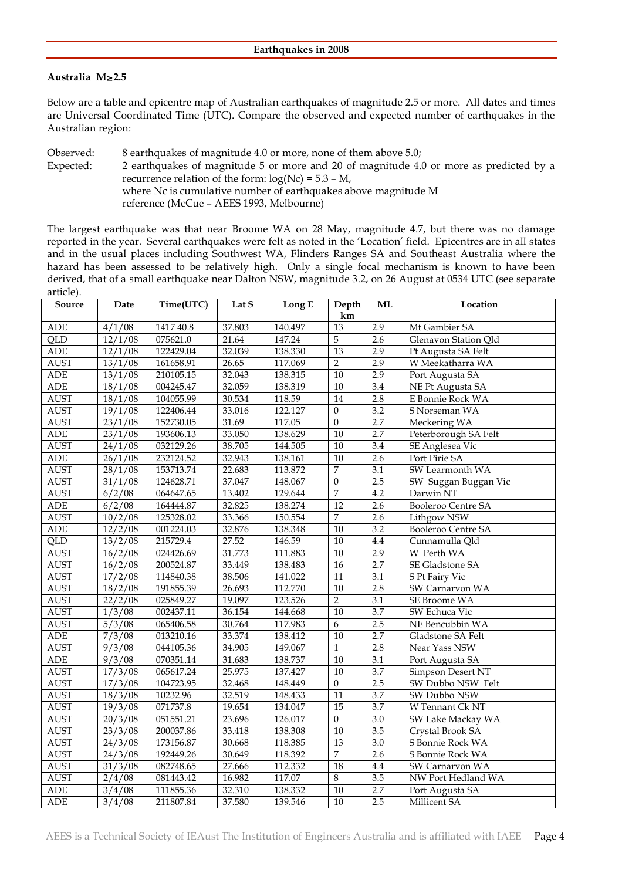## Earthquakes in 2008

### Australia M≥2.5

Below are a table and epicentre map of Australian earthquakes of magnitude 2.5 or more. All dates and times are Universal Coordinated Time (UTC). Compare the observed and expected number of earthquakes in the Australian region:

Observed: 8 earthquakes of magnitude 4.0 or more, none of them above 5.0;

Expected: 2 earthquakes of magnitude 5 or more and 20 of magnitude 4.0 or more as predicted by a recurrence relation of the form: $\log(Nc) = 5.3 - M$,
where Nc is cumulative number of earthquakes above magnitude M
reference (McCue – AEES 1993, Melbourne)

The largest earthquake was that near Broome WA on 28 May, magnitude 4.7, but there was no damage reported in the year. Several earthquakes were felt as noted in the 'Location' field. Epicentres are in all states and in the usual places including Southwest WA, Flinders Ranges SA and Southeast Australia where the hazard has been assessed to be relatively high. Only a single focal mechanism is known to have been derived, that of a small earthquake near Dalton NSW, magnitude 3.2, on 26 August at 0534 UTC (see separate article).

| Source | Date | Time(UTC) | Lat S | Long E | Depth km | ML | Location |
|---|---|---|---|---|---|---|---|
| ADE | 4/1/08 | 1417 40.8 | 37.803 | 140.497 | 13 | 2.9 | Mt Gambier SA |
| QLD | 12/1/08 | 075621.0 | 21.64 | 147.24 | 5 | 2.6 | Glenavon Station Qld |
| ADE | 12/1/08 | 122429.04 | 32.039 | 138.330 | 13 | 2.9 | Pt Augusta SA Felt |
| AUST | 13/1/08 | 161658.91 | 26.65 | 117.069 | 2 | 2.9 | W Meekatharra WA |
| ADE | 13/1/08 | 210105.15 | 32.043 | 138.315 | 10 | 2.9 | Port Augusta SA |
| ADE | 18/1/08 | 004245.47 | 32.059 | 138.319 | 10 | 3.4 | NE Pt Augusta SA |
| AUST | 18/1/08 | 104055.99 | 30.534 | 118.59 | 14 | 2.8 | E Bonnie Rock WA |
| AUST | 19/1/08 | 122406.44 | 33.016 | 122.127 | 0 | 3.2 | S Norseman WA |
| AUST | 23/1/08 | 152730.05 | 31.69 | 117.05 | 0 | 2.7 | Meckering WA |
| ADE | 23/1/08 | 193606.13 | 33.050 | 138.629 | 10 | 2.7 | Peterborough SA Felt |
| AUST | 24/1/08 | 032129.26 | 38.705 | 144.505 | 10 | 3.4 | SE Anglesea Vic |
| ADE | 26/1/08 | 232124.52 | 32.943 | 138.161 | 10 | 2.6 | Port Pirie SA |
| AUST | 28/1/08 | 153713.74 | 22.683 | 113.872 | 7 | 3.1 | SW Learmonth WA |
| AUST | 31/1/08 | 124628.71 | 37.047 | 148.067 | 0 | 2.5 | SW Suggan Buggan Vic |
| AUST | 6/2/08 | 064647.65 | 13.402 | 129.644 | 7 | 4.2 | Darwin NT |
| ADE | 6/2/08 | 164444.87 | 32.825 | 138.274 | 12 | 2.6 | Booleroo Centre SA |
| AUST | 10/2/08 | 125328.02 | 33.366 | 150.554 | 7 | 2.6 | Lithgow NSW |
| ADE | 12/2/08 | 001224.03 | 32.876 | 138.348 | 10 | 3.2 | Booleroo Centre SA |
| QLD | 13/2/08 | 215729.4 | 27.52 | 146.59 | 10 | 4.4 | Cunnamulla Qld |
| AUST | 16/2/08 | 024426.69 | 31.773 | 111.883 | 10 | 2.9 | W Perth WA |
| AUST | 16/2/08 | 200524.87 | 33.449 | 138.483 | 16 | 2.7 | SE Gladstone SA |
| AUST | 17/2/08 | 114840.38 | 38.506 | 141.022 | 11 | 3.1 | S Pt Fairy Vic |
| AUST | 18/2/08 | 191855.39 | 26.693 | 112.770 | 10 | 2.8 | SW Carnarvon WA |
| AUST | 22/2/08 | 025849.27 | 19.097 | 123.526 | 2 | 3.1 | SE Broome WA |
| AUST | 1/3/08 | 002437.11 | 36.154 | 144.668 | 10 | 3.7 | SW Echuca Vic |
| AUST | 5/3/08 | 065406.58 | 30.764 | 117.983 | 6 | 2.5 | NE Bencubbin WA |
| ADE | 7/3/08 | 013210.16 | 33.374 | 138.412 | 10 | 2.7 | Gladstone SA Felt |
| AUST | 9/3/08 | 044105.36 | 34.905 | 149.067 | 1 | 2.8 | Near Yass NSW |
| ADE | 9/3/08 | 070351.14 | 31.683 | 138.737 | 10 | 3.1 | Port Augusta SA |
| AUST | 17/3/08 | 065617.24 | 25.975 | 137.427 | 10 | 3.7 | Simpson Desert NT |
| AUST | 17/3/08 | 104723.95 | 32.468 | 148.449 | 0 | 2.5 | SW Dubbo NSW Felt |
| AUST | 18/3/08 | 10232.96 | 32.519 | 148.433 | 11 | 3.7 | SW Dubbo NSW |
| AUST | 19/3/08 | 071737.8 | 19.654 | 134.047 | 15 | 3.7 | W Tennant Ck NT |
| AUST | 20/3/08 | 051551.21 | 23.696 | 126.017 | 0 | 3.0 | SW Lake Mackay WA |
| AUST | 23/3/08 | 200037.86 | 33.418 | 138.308 | 10 | 3.5 | Crystal Brook SA |
| AUST | 24/3/08 | 173156.87 | 30.668 | 118.385 | 13 | 3.0 | S Bonnie Rock WA |
| AUST | 24/3/08 | 192449.26 | 30.649 | 118.392 | 7 | 2.6 | S Bonnie Rock WA |
| AUST | 31/3/08 | 082748.65 | 27.666 | 112.332 | 18 | 4.4 | SW Carnarvon WA |
| AUST | 2/4/08 | 081443.42 | 16.982 | 117.07 | 8 | 3.5 | NW Port Hedland WA |
| ADE | 3/4/08 | 111855.36 | 32.310 | 138.332 | 10 | 2.7 | Port Augusta SA |
| ADE | 3/4/08 | 211807.84 | 37.580 | 139.546 | 10 | 2.5 | Millicent SA |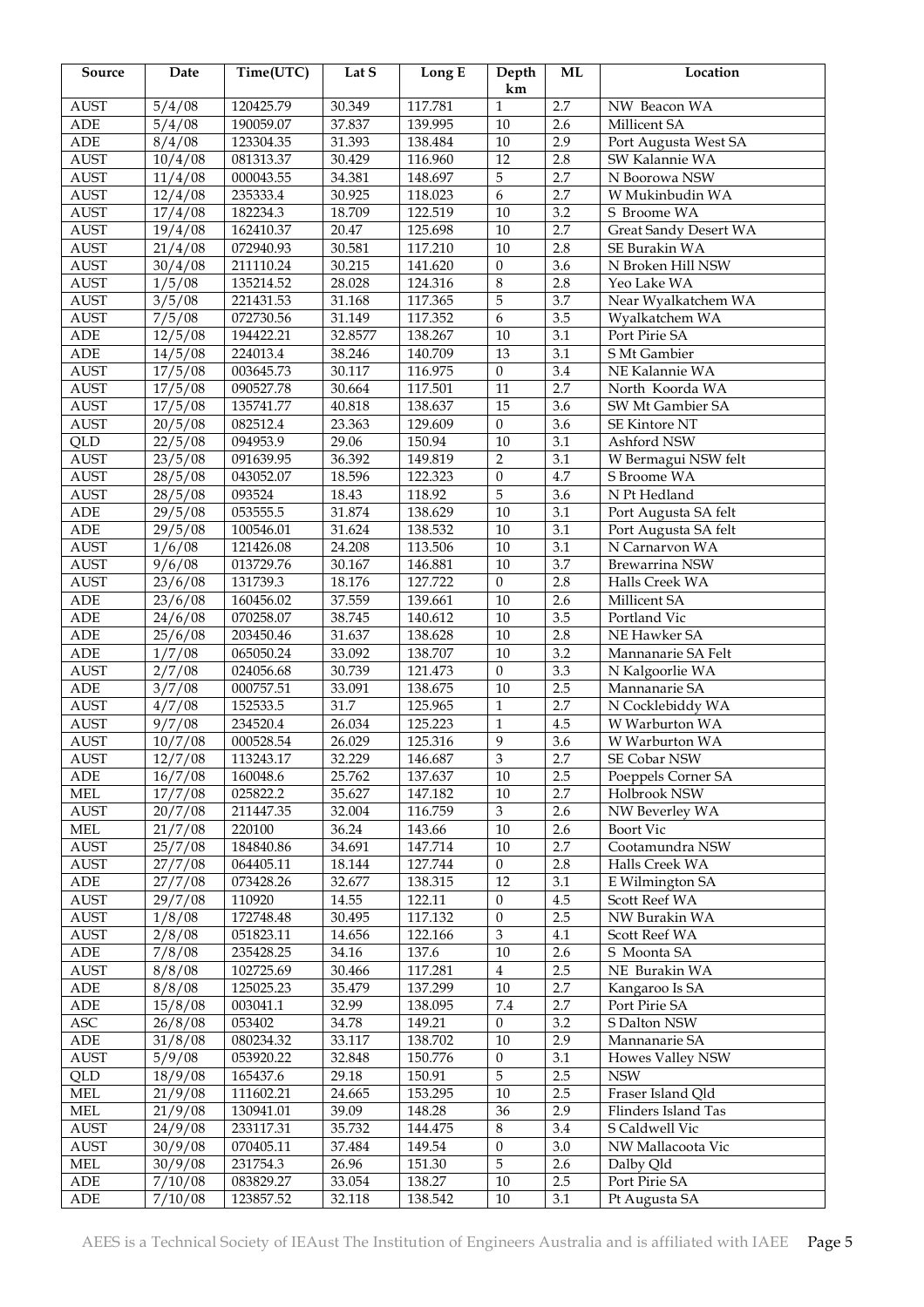| Source | Date | Time(UTC) | Lat S | Long E | Depth km | ML | Location |
|---|---|---|---|---|---|---|---|
| AUST | 5/4/08 | 120425.79 | 30.349 | 117.781 | 1 | 2.7 | NW Beacon WA |
| ADE | 5/4/08 | 190059.07 | 37.837 | 139.995 | 10 | 2.6 | Millicent SA |
| ADE | 8/4/08 | 123304.35 | 31.393 | 138.484 | 10 | 2.9 | Port Augusta West SA |
| AUST | 10/4/08 | 081313.37 | 30.429 | 116.960 | 12 | 2.8 | SW Kalannie WA |
| AUST | 11/4/08 | 000043.55 | 34.381 | 148.697 | 5 | 2.7 | N Boorowa NSW |
| AUST | 12/4/08 | 235333.4 | 30.925 | 118.023 | 6 | 2.7 | W Mukinbudin WA |
| AUST | 17/4/08 | 182234.3 | 18.709 | 122.519 | 10 | 3.2 | S Broome WA |
| AUST | 19/4/08 | 162410.37 | 20.47 | 125.698 | 10 | 2.7 | Great Sandy Desert WA |
| AUST | 21/4/08 | 072940.93 | 30.581 | 117.210 | 10 | 2.8 | SE Burakin WA |
| AUST | 30/4/08 | 211110.24 | 30.215 | 141.620 | 0 | 3.6 | N Broken Hill NSW |
| AUST | 1/5/08 | 135214.52 | 28.028 | 124.316 | 8 | 2.8 | Yeo Lake WA |
| AUST | 3/5/08 | 221431.53 | 31.168 | 117.365 | 5 | 3.7 | Near Wyalkatchem WA |
| AUST | 7/5/08 | 072730.56 | 31.149 | 117.352 | 6 | 3.5 | Wyalkatchem WA |
| ADE | 12/5/08 | 194422.21 | 32.8577 | 138.267 | 10 | 3.1 | Port Pirie SA |
| ADE | 14/5/08 | 224013.4 | 38.246 | 140.709 | 13 | 3.1 | S Mt Gambier |
| AUST | 17/5/08 | 003645.73 | 30.117 | 116.975 | 0 | 3.4 | NE Kalannie WA |
| AUST | 17/5/08 | 090527.78 | 30.664 | 117.501 | 11 | 2.7 | North Koorda WA |
| AUST | 17/5/08 | 135741.77 | 40.818 | 138.637 | 15 | 3.6 | SW Mt Gambier SA |
| AUST | 20/5/08 | 082512.4 | 23.363 | 129.609 | 0 | 3.6 | SE Kintore NT |
| QLD | 22/5/08 | 094953.9 | 29.06 | 150.94 | 10 | 3.1 | Ashford NSW |
| AUST | 23/5/08 | 091639.95 | 36.392 | 149.819 | 2 | 3.1 | W Bermagui NSW felt |
| AUST | 28/5/08 | 043052.07 | 18.596 | 122.323 | 0 | 4.7 | S Broome WA |
| AUST | 28/5/08 | 093524 | 18.43 | 118.92 | 5 | 3.6 | N Pt Hedland |
| ADE | 29/5/08 | 053555.5 | 31.874 | 138.629 | 10 | 3.1 | Port Augusta SA felt |
| ADE | 29/5/08 | 100546.01 | 31.624 | 138.532 | 10 | 3.1 | Port Augusta SA felt |
| AUST | 1/6/08 | 121426.08 | 24.208 | 113.506 | 10 | 3.1 | N Carnarvon WA |
| AUST | 9/6/08 | 013729.76 | 30.167 | 146.881 | 10 | 3.7 | Brewarrina NSW |
| AUST | 23/6/08 | 131739.3 | 18.176 | 127.722 | 0 | 2.8 | Halls Creek WA |
| ADE | 23/6/08 | 160456.02 | 37.559 | 139.661 | 10 | 2.6 | Millicent SA |
| ADE | 24/6/08 | 070258.07 | 38.745 | 140.612 | 10 | 3.5 | Portland Vic |
| ADE | 25/6/08 | 203450.46 | 31.637 | 138.628 | 10 | 2.8 | NE Hawker SA |
| ADE | 1/7/08 | 065050.24 | 33.092 | 138.707 | 10 | 3.2 | Mannanarie SA Felt |
| AUST | 2/7/08 | 024056.68 | 30.739 | 121.473 | 0 | 3.3 | N Kalgoorlie WA |
| ADE | 3/7/08 | 000757.51 | 33.091 | 138.675 | 10 | 2.5 | Mannanarie SA |
| AUST | 4/7/08 | 152533.5 | 31.7 | 125.965 | 1 | 2.7 | N Cocklebiddy WA |
| AUST | 9/7/08 | 234520.4 | 26.034 | 125.223 | 1 | 4.5 | W Warburton WA |
| AUST | 10/7/08 | 000528.54 | 26.029 | 125.316 | 9 | 3.6 | W Warburton WA |
| AUST | 12/7/08 | 113243.17 | 32.229 | 146.687 | 3 | 2.7 | SE Cobar NSW |
| ADE | 16/7/08 | 160048.6 | 25.762 | 137.637 | 10 | 2.5 | Poeppels Corner SA |
| MEL | 17/7/08 | 025822.2 | 35.627 | 147.182 | 10 | 2.7 | Holbrook NSW |
| AUST | 20/7/08 | 211447.35 | 32.004 | 116.759 | 3 | 2.6 | NW Beverley WA |
| MEL | 21/7/08 | 220100 | 36.24 | 143.66 | 10 | 2.6 | Boort Vic |
| AUST | 25/7/08 | 184840.86 | 34.691 | 147.714 | 10 | 2.7 | Cootamundra NSW |
| AUST | 27/7/08 | 064405.11 | 18.144 | 127.744 | 0 | 2.8 | Halls Creek WA |
| ADE | 27/7/08 | 073428.26 | 32.677 | 138.315 | 12 | 3.1 | E Wilmington SA |
| AUST | 29/7/08 | 110920 | 14.55 | 122.11 | 0 | 4.5 | Scott Reef WA |
| AUST | 1/8/08 | 172748.48 | 30.495 | 117.132 | 0 | 2.5 | NW Burakin WA |
| AUST | 2/8/08 | 051823.11 | 14.656 | 122.166 | 3 | 4.1 | Scott Reef WA |
| ADE | 7/8/08 | 235428.25 | 34.16 | 137.6 | 10 | 2.6 | S Moonta SA |
| AUST | 8/8/08 | 102725.69 | 30.466 | 117.281 | 4 | 2.5 | NE Burakin WA |
| ADE | 8/8/08 | 125025.23 | 35.479 | 137.299 | 10 | 2.7 | Kangaroo Is SA |
| ADE | 15/8/08 | 003041.1 | 32.99 | 138.095 | 7.4 | 2.7 | Port Pirie SA |
| ASC | 26/8/08 | 053402 | 34.78 | 149.21 | 0 | 3.2 | S Dalton NSW |
| ADE | 31/8/08 | 080234.32 | 33.117 | 138.702 | 10 | 2.9 | Mannanarie SA |
| AUST | 5/9/08 | 053920.22 | 32.848 | 150.776 | 0 | 3.1 | Howes Valley NSW |
| QLD | 18/9/08 | 165437.6 | 29.18 | 150.91 | 5 | 2.5 | NSW |
| MEL | 21/9/08 | 111602.21 | 24.665 | 153.295 | 10 | 2.5 | Fraser Island Qld |
| MEL | 21/9/08 | 130941.01 | 39.09 | 148.28 | 36 | 2.9 | Flinders Island Tas |
| AUST | 24/9/08 | 233117.31 | 35.732 | 144.475 | 8 | 3.4 | S Caldwell Vic |
| AUST | 30/9/08 | 070405.11 | 37.484 | 149.54 | 0 | 3.0 | NW Mallacoota Vic |
| MEL | 30/9/08 | 231754.3 | 26.96 | 151.30 | 5 | 2.6 | Dalby Qld |
| ADE | 7/10/08 | 083829.27 | 33.054 | 138.27 | 10 | 2.5 | Port Pirie SA |
| ADE | 7/10/08 | 123857.52 | 32.118 | 138.542 | 10 | 3.1 | Pt Augusta SA |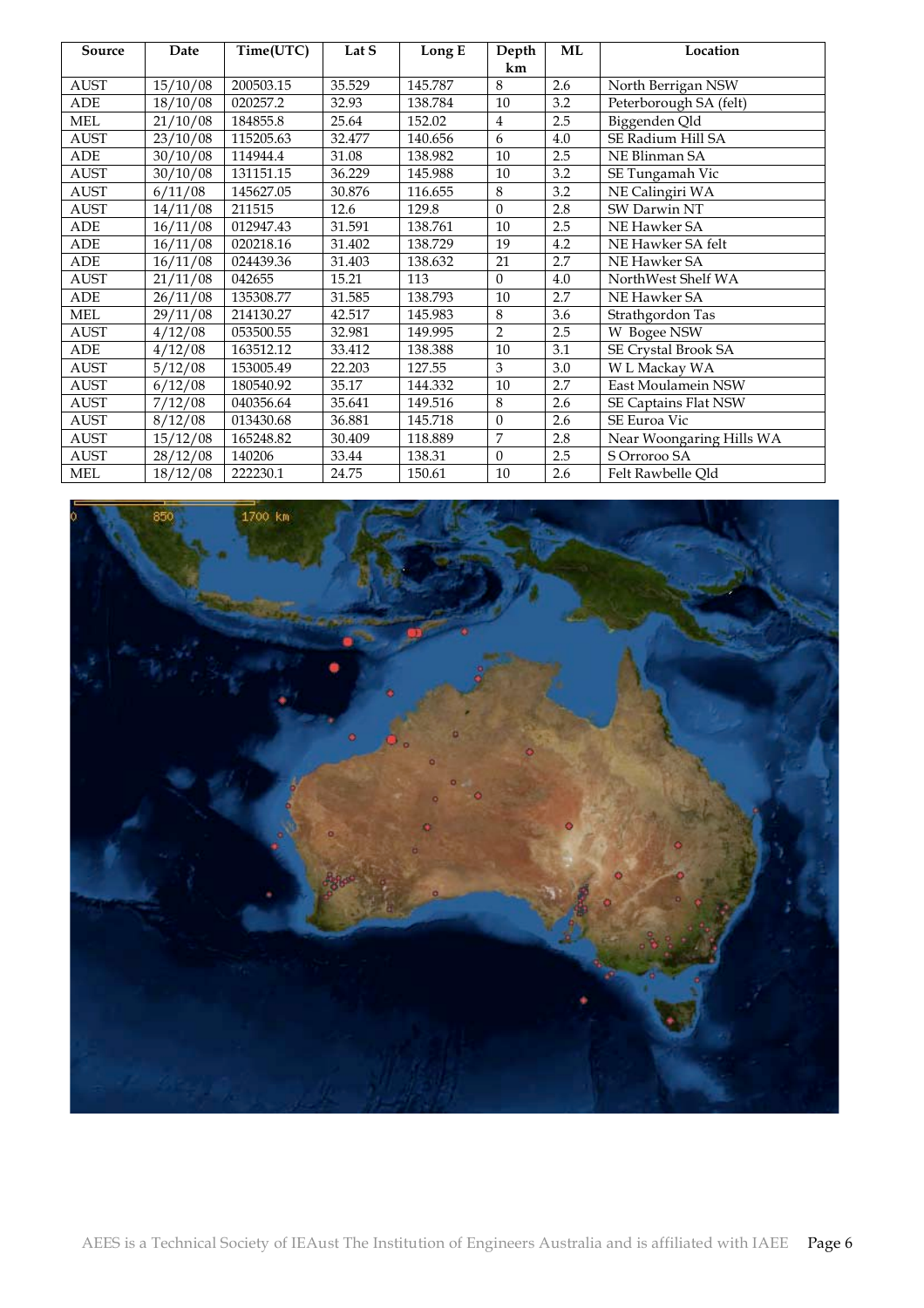| Source | Date | Time(UTC) | Lat S | Long E | Depth km | ML | Location |
|---|---|---|---|---|---|---|---|
| AUST | 15/10/08 | 200503.15 | 35.529 | 145.787 | 8 | 2.6 | North Berrigan NSW |
| ADE | 18/10/08 | 020257.2 | 32.93 | 138.784 | 10 | 3.2 | Peterborough SA (felt) |
| MEL | 21/10/08 | 184855.8 | 25.64 | 152.02 | 4 | 2.5 | Biggenden Qld |
| AUST | 23/10/08 | 115205.63 | 32.477 | 140.656 | 6 | 4.0 | SE Radium Hill SA |
| ADE | 30/10/08 | 114944.4 | 31.08 | 138.982 | 10 | 2.5 | NE Blinman SA |
| AUST | 30/10/08 | 131151.15 | 36.229 | 145.988 | 10 | 3.2 | SE Tungamah Vic |
| AUST | 6/11/08 | 145627.05 | 30.876 | 116.655 | 8 | 3.2 | NE Calingiri WA |
| AUST | 14/11/08 | 211515 | 12.6 | 129.8 | 0 | 2.8 | SW Darwin NT |
| ADE | 16/11/08 | 012947.43 | 31.591 | 138.761 | 10 | 2.5 | NE Hawker SA |
| ADE | 16/11/08 | 020218.16 | 31.402 | 138.729 | 19 | 4.2 | NE Hawker SA felt |
| ADE | 16/11/08 | 024439.36 | 31.403 | 138.632 | 21 | 2.7 | NE Hawker SA |
| AUST | 21/11/08 | 042655 | 15.21 | 113 | 0 | 4.0 | NorthWest Shelf WA |
| ADE | 26/11/08 | 135308.77 | 31.585 | 138.793 | 10 | 2.7 | NE Hawker SA |
| MEL | 29/11/08 | 214130.27 | 42.517 | 145.983 | 8 | 3.6 | Strathgordon Tas |
| AUST | 4/12/08 | 053500.55 | 32.981 | 149.995 | 2 | 2.5 | W Bogee NSW |
| ADE | 4/12/08 | 163512.12 | 33.412 | 138.388 | 10 | 3.1 | SE Crystal Brook SA |
| AUST | 5/12/08 | 153005.49 | 22.203 | 127.55 | 3 | 3.0 | W L Mackay WA |
| AUST | 6/12/08 | 180540.92 | 35.17 | 144.332 | 10 | 2.7 | East Moulamein NSW |
| AUST | 7/12/08 | 040356.64 | 35.641 | 149.516 | 8 | 2.6 | SE Captains Flat NSW |
| AUST | 8/12/08 | 013430.68 | 36.881 | 145.718 | 0 | 2.6 | SE Euroa Vic |
| AUST | 15/12/08 | 165248.82 | 30.409 | 118.889 | 7 | 2.8 | Near Woongaring Hills WA |
| AUST | 28/12/08 | 140206 | 33.44 | 138.31 | 0 | 2.5 | S Orroroo SA |
| MEL | 18/12/08 | 222230.1 | 24.75 | 150.61 | 10 | 2.6 | Felt Rawbelle Qld |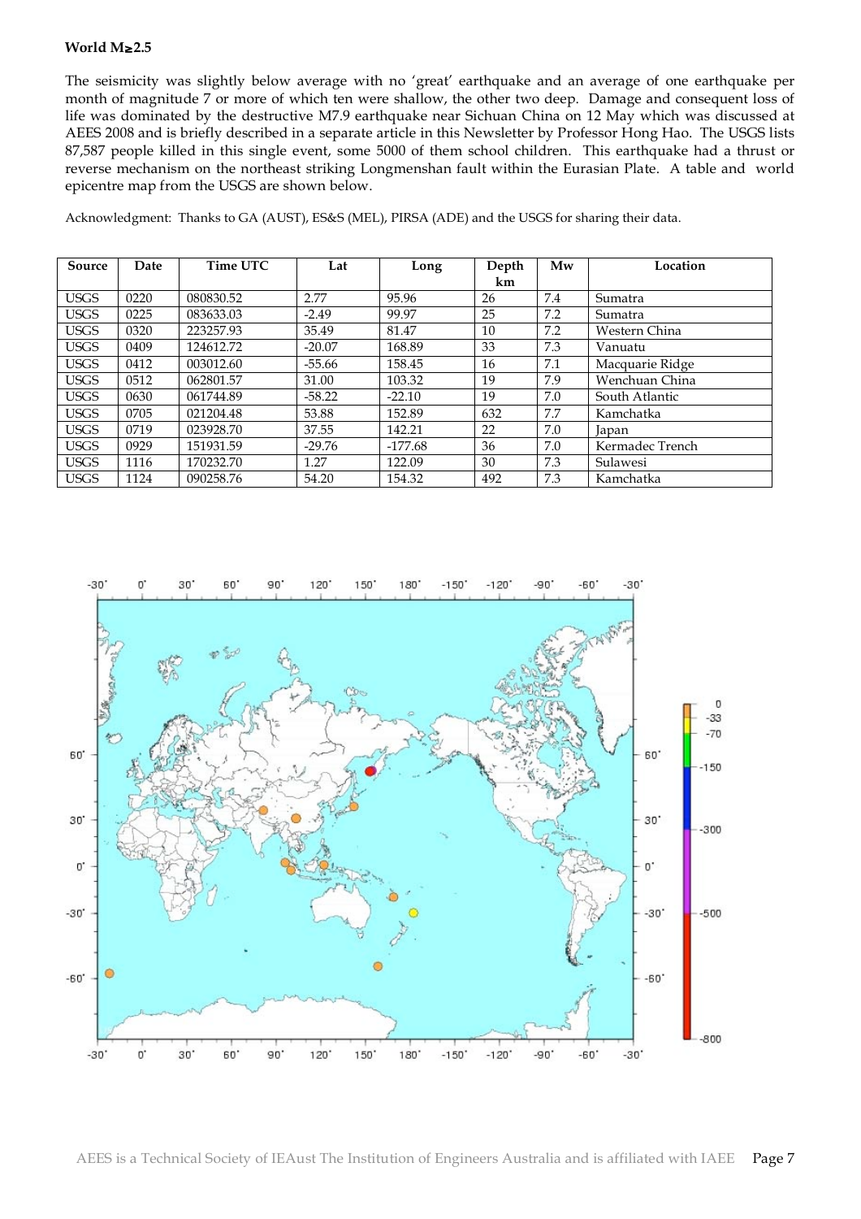**World M≥2.5**

The seismicity was slightly below average with no 'great' earthquake and an average of one earthquake per month of magnitude 7 or more of which ten were shallow, the other two deep. Damage and consequent loss of life was dominated by the destructive M7.9 earthquake near Sichuan China on 12 May which was discussed at AEES 2008 and is briefly described in a separate article in this Newsletter by Professor Hong Hao. The USGS lists 87,587 people killed in this single event, some 5000 of them school children. This earthquake had a thrust or reverse mechanism on the northeast striking Longmenshan fault within the Eurasian Plate. A table and world epicentre map from the USGS are shown below.

Acknowledgment: Thanks to GA (AUST), ES&S (MEL), PIRSA (ADE) and the USGS for sharing their data.

| Source | Date | Time UTC | Lat | Long | Depth km | Mw | Location |
|---|---|---|---|---|---|---|---|
| USGS | 0220 | 080830.52 | 2.77 | 95.96 | 26 | 7.4 | Sumatra |
| USGS | 0225 | 083633.03 | -2.49 | 99.97 | 25 | 7.2 | Sumatra |
| USGS | 0320 | 223257.93 | 35.49 | 81.47 | 10 | 7.2 | Western China |
| USGS | 0409 | 124612.72 | -20.07 | 168.89 | 33 | 7.3 | Vanuatu |
| USGS | 0412 | 003012.60 | -55.66 | 158.45 | 16 | 7.1 | Macquarie Ridge |
| USGS | 0512 | 062801.57 | 31.00 | 103.32 | 19 | 7.9 | Wenchuan China |
| USGS | 0630 | 061744.89 | -58.22 | -22.10 | 19 | 7.0 | South Atlantic |
| USGS | 0705 | 021204.48 | 53.88 | 152.89 | 632 | 7.7 | Kamchatka |
| USGS | 0719 | 023928.70 | 37.55 | 142.21 | 22 | 7.0 | Japan |
| USGS | 0929 | 151931.59 | -29.76 | -177.68 | 36 | 7.0 | Kermadec Trench |
| USGS | 1116 | 170232.70 | 1.27 | 122.09 | 30 | 7.3 | Sulawesi |
| USGS | 1124 | 090258.76 | 54.20 | 154.32 | 492 | 7.3 | Kamchatka |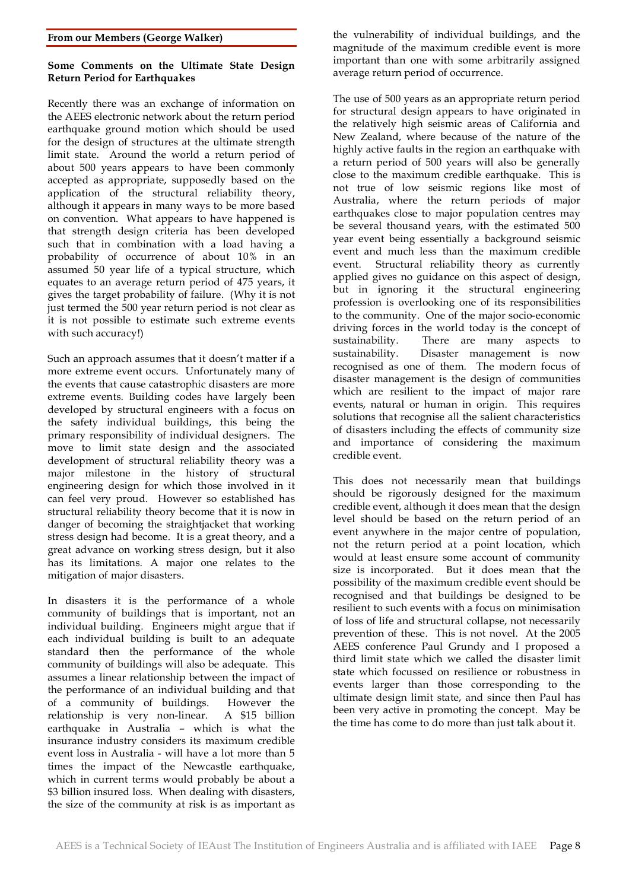**From our Members (George Walker)**

**Some Comments on the Ultimate State Design Return Period for Earthquakes**

Recently there was an exchange of information on the AEES electronic network about the return period earthquake ground motion which should be used for the design of structures at the ultimate strength limit state. Around the world a return period of about 500 years appears to have been commonly accepted as appropriate, supposedly based on the application of the structural reliability theory, although it appears in many ways to be more based on convention. What appears to have happened is that strength design criteria has been developed such that in combination with a load having a probability of occurrence of about 10% in an assumed 50 year life of a typical structure, which equates to an average return period of 475 years, it gives the target probability of failure. (Why it is not just termed the 500 year return period is not clear as it is not possible to estimate such extreme events with such accuracy!)

Such an approach assumes that it doesn't matter if a more extreme event occurs. Unfortunately many of the events that cause catastrophic disasters are more extreme events. Building codes have largely been developed by structural engineers with a focus on the safety individual buildings, this being the primary responsibility of individual designers. The move to limit state design and the associated development of structural reliability theory was a major milestone in the history of structural engineering design for which those involved in it can feel very proud. However so established has structural reliability theory become that it is now in danger of becoming the straightjacket that working stress design had become. It is a great theory, and a great advance on working stress design, but it also has its limitations. A major one relates to the mitigation of major disasters.

In disasters it is the performance of a whole community of buildings that is important, not an individual building. Engineers might argue that if each individual building is built to an adequate standard then the performance of the whole community of buildings will also be adequate. This assumes a linear relationship between the impact of the performance of an individual building and that of a community of buildings. However the relationship is very non-linear. A $15 billion earthquake in Australia – which is what the insurance industry considers its maximum credible event loss in Australia - will have a lot more than 5 times the impact of the Newcastle earthquake, which in current terms would probably be about a $3 billion insured loss. When dealing with disasters, the size of the community at risk is as important as the vulnerability of individual buildings, and the magnitude of the maximum credible event is more important than one with some arbitrarily assigned average return period of occurrence.

The use of 500 years as an appropriate return period for structural design appears to have originated in the relatively high seismic areas of California and New Zealand, where because of the nature of the highly active faults in the region an earthquake with a return period of 500 years will also be generally close to the maximum credible earthquake. This is not true of low seismic regions like most of Australia, where the return periods of major earthquakes close to major population centres may be several thousand years, with the estimated 500 year event being essentially a background seismic event and much less than the maximum credible event. Structural reliability theory as currently applied gives no guidance on this aspect of design, but in ignoring it the structural engineering profession is overlooking one of its responsibilities to the community. One of the major socio-economic driving forces in the world today is the concept of sustainability. There are many aspects to sustainability. Disaster management is now recognised as one of them. The modern focus of disaster management is the design of communities which are resilient to the impact of major rare events, natural or human in origin. This requires solutions that recognise all the salient characteristics of disasters including the effects of community size and importance of considering the maximum credible event.

This does not necessarily mean that buildings should be rigorously designed for the maximum credible event, although it does mean that the design level should be based on the return period of an event anywhere in the major centre of population, not the return period at a point location, which would at least ensure some account of community size is incorporated. But it does mean that the possibility of the maximum credible event should be recognised and that buildings be designed to be resilient to such events with a focus on minimisation of loss of life and structural collapse, not necessarily prevention of these. This is not novel. At the 2005 AEES conference Paul Grundy and I proposed a third limit state which we called the disaster limit state which focussed on resilience or robustness in events larger than those corresponding to the ultimate design limit state, and since then Paul has been very active in promoting the concept. May be the time has come to do more than just talk about it.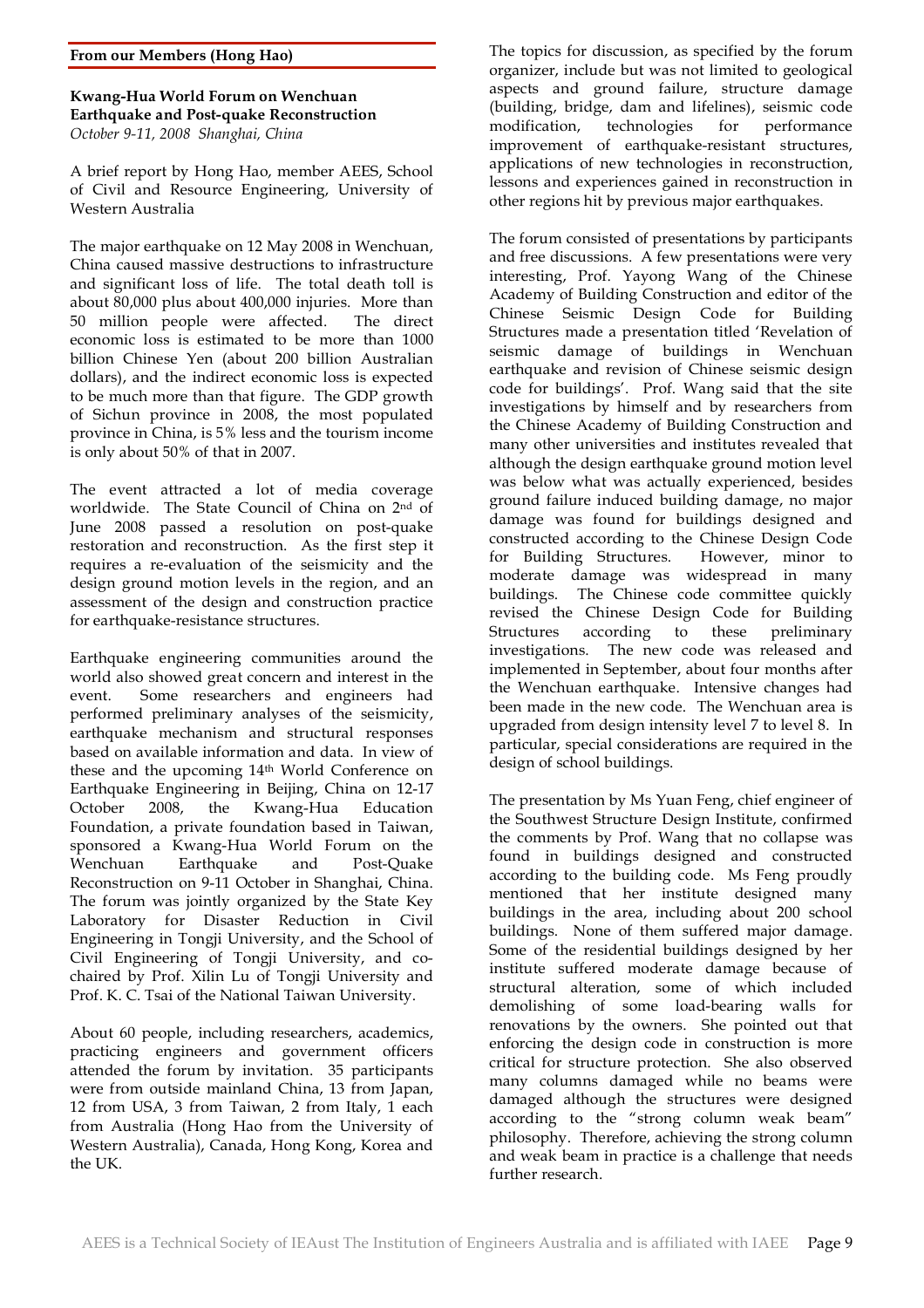**From our Members (Hong Hao)**

**Kwang-Hua World Forum on Wenchuan Earthquake and Post-quake Reconstruction**
*October 9-11, 2008 Shanghai, China*

A brief report by Hong Hao, member AEES, School of Civil and Resource Engineering, University of Western Australia

The major earthquake on 12 May 2008 in Wenchuan, China caused massive destructions to infrastructure and significant loss of life. The total death toll is about 80,000 plus about 400,000 injuries. More than 50 million people were affected. The direct economic loss is estimated to be more than 1000 billion Chinese Yen (about 200 billion Australian dollars), and the indirect economic loss is expected to be much more than that figure. The GDP growth of Sichun province in 2008, the most populated province in China, is 5% less and the tourism income is only about 50% of that in 2007.

The event attracted a lot of media coverage worldwide. The State Council of China on 2nd of June 2008 passed a resolution on post-quake restoration and reconstruction. As the first step it requires a re-evaluation of the seismicity and the design ground motion levels in the region, and an assessment of the design and construction practice for earthquake-resistance structures.

Earthquake engineering communities around the world also showed great concern and interest in the event. Some researchers and engineers had performed preliminary analyses of the seismicity, earthquake mechanism and structural responses based on available information and data. In view of these and the upcoming 14th World Conference on Earthquake Engineering in Beijing, China on 12-17 October 2008, the Kwang-Hua Education Foundation, a private foundation based in Taiwan, sponsored a Kwang-Hua World Forum on the Wenchuan Earthquake and Post-Quake Reconstruction on 9-11 October in Shanghai, China. The forum was jointly organized by the State Key Laboratory for Disaster Reduction in Civil Engineering in Tongji University, and the School of Civil Engineering of Tongji University, and co-chaired by Prof. Xilin Lu of Tongji University and Prof. K. C. Tsai of the National Taiwan University.

About 60 people, including researchers, academics, practicing engineers and government officers attended the forum by invitation. 35 participants were from outside mainland China, 13 from Japan, 12 from USA, 3 from Taiwan, 2 from Italy, 1 each from Australia (Hong Hao from the University of Western Australia), Canada, Hong Kong, Korea and the UK.

The topics for discussion, as specified by the forum organizer, include but was not limited to geological aspects and ground failure, structure damage (building, bridge, dam and lifelines), seismic code modification, technologies for performance improvement of earthquake-resistant structures, applications of new technologies in reconstruction, lessons and experiences gained in reconstruction in other regions hit by previous major earthquakes.

The forum consisted of presentations by participants and free discussions. A few presentations were very interesting, Prof. Yayong Wang of the Chinese Academy of Building Construction and editor of the Chinese Seismic Design Code for Building Structures made a presentation titled 'Revelation of seismic damage of buildings in Wenchuan earthquake and revision of Chinese seismic design code for buildings'. Prof. Wang said that the site investigations by himself and by researchers from the Chinese Academy of Building Construction and many other universities and institutes revealed that although the design earthquake ground motion level was below what was actually experienced, besides ground failure induced building damage, no major damage was found for buildings designed and constructed according to the Chinese Design Code for Building Structures. However, minor to moderate damage was widespread in many buildings. The Chinese code committee quickly revised the Chinese Design Code for Building Structures according to these preliminary investigations. The new code was released and implemented in September, about four months after the Wenchuan earthquake. Intensive changes had been made in the new code. The Wenchuan area is upgraded from design intensity level 7 to level 8. In particular, special considerations are required in the design of school buildings.

The presentation by Ms Yuan Feng, chief engineer of the Southwest Structure Design Institute, confirmed the comments by Prof. Wang that no collapse was found in buildings designed and constructed according to the building code. Ms Feng proudly mentioned that her institute designed many buildings in the area, including about 200 school buildings. None of them suffered major damage. Some of the residential buildings designed by her institute suffered moderate damage because of structural alteration, some of which included demolishing of some load-bearing walls for renovations by the owners. She pointed out that enforcing the design code in construction is more critical for structure protection. She also observed many columns damaged while no beams were damaged although the structures were designed according to the "strong column weak beam" philosophy. Therefore, achieving the strong column and weak beam in practice is a challenge that needs further research.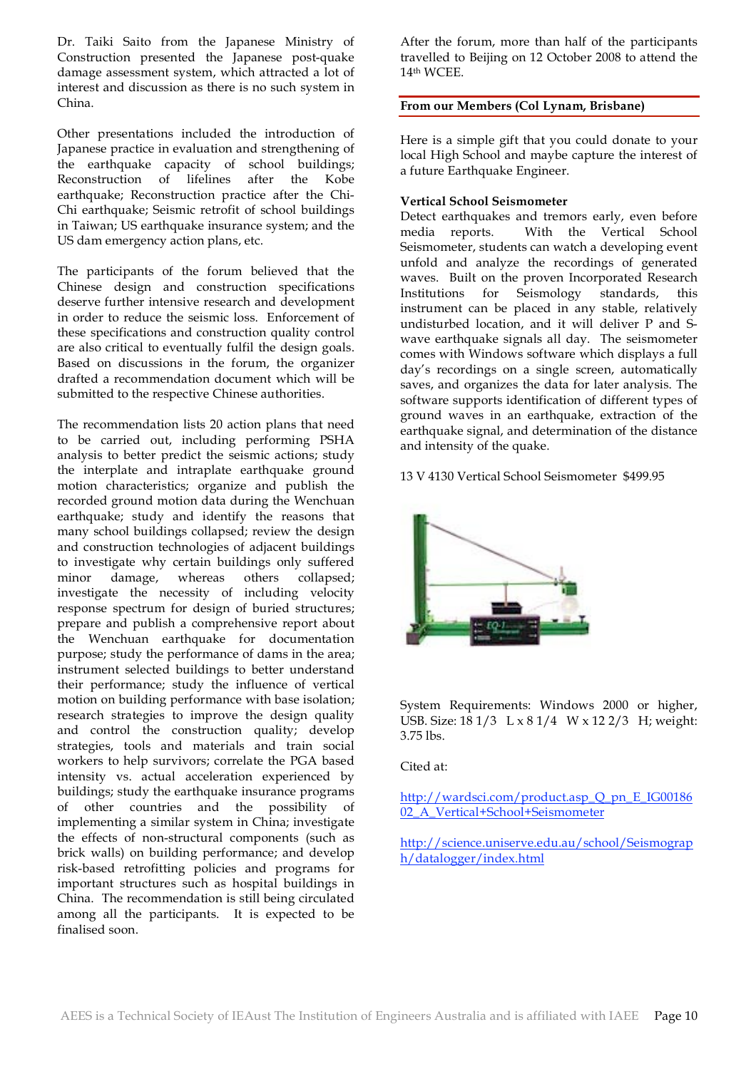Dr. Taiki Saito from the Japanese Ministry of Construction presented the Japanese post-quake damage assessment system, which attracted a lot of interest and discussion as there is no such system in China.

Other presentations included the introduction of Japanese practice in evaluation and strengthening of the earthquake capacity of school buildings; Reconstruction of lifelines after the Kobe earthquake; Reconstruction practice after the Chi-Chi earthquake; Seismic retrofit of school buildings in Taiwan; US earthquake insurance system; and the US dam emergency action plans, etc.

The participants of the forum believed that the Chinese design and construction specifications deserve further intensive research and development in order to reduce the seismic loss. Enforcement of these specifications and construction quality control are also critical to eventually fulfil the design goals. Based on discussions in the forum, the organizer drafted a recommendation document which will be submitted to the respective Chinese authorities.

The recommendation lists 20 action plans that need to be carried out, including performing PSHA analysis to better predict the seismic actions; study the interplate and intraplate earthquake ground motion characteristics; organize and publish the recorded ground motion data during the Wenchuan earthquake; study and identify the reasons that many school buildings collapsed; review the design and construction technologies of adjacent buildings to investigate why certain buildings only suffered minor damage, whereas others collapsed; investigate the necessity of including velocity response spectrum for design of buried structures; prepare and publish a comprehensive report about the Wenchuan earthquake for documentation purpose; study the performance of dams in the area; instrument selected buildings to better understand their performance; study the influence of vertical motion on building performance with base isolation; research strategies to improve the design quality and control the construction quality; develop strategies, tools and materials and train social workers to help survivors; correlate the PGA based intensity vs. actual acceleration experienced by buildings; study the earthquake insurance programs of other countries and the possibility of implementing a similar system in China; investigate the effects of non-structural components (such as brick walls) on building performance; and develop risk-based retrofitting policies and programs for important structures such as hospital buildings in China. The recommendation is still being circulated among all the participants. It is expected to be finalised soon.

After the forum, more than half of the participants travelled to Beijing on 12 October 2008 to attend the 14th WCEE.

## From our Members (Col Lynam, Brisbane)

Here is a simple gift that you could donate to your local High School and maybe capture the interest of a future Earthquake Engineer.

**Vertical School Seismometer**

Detect earthquakes and tremors early, even before media reports. With the Vertical School Seismometer, students can watch a developing event unfold and analyze the recordings of generated waves. Built on the proven Incorporated Research Institutions for Seismology standards, this instrument can be placed in any stable, relatively undisturbed location, and it will deliver P and S-wave earthquake signals all day. The seismometer comes with Windows software which displays a full day's recordings on a single screen, automatically saves, and organizes the data for later analysis. The software supports identification of different types of ground waves in an earthquake, extraction of the earthquake signal, and determination of the distance and intensity of the quake.

13 V 4130 Vertical School Seismometer $499.95

System Requirements: Windows 2000 or higher, USB. Size: 18 1/3 L x 8 1/4 W x 12 2/3 H; weight: 3.75 lbs.

Cited at:

http://wardsci.com/product.asp_Q_pn_E_IG0018602_A_Vertical+School+Seismometer

http://science.uniserve.edu.au/school/Seismograph/datalogger/index.html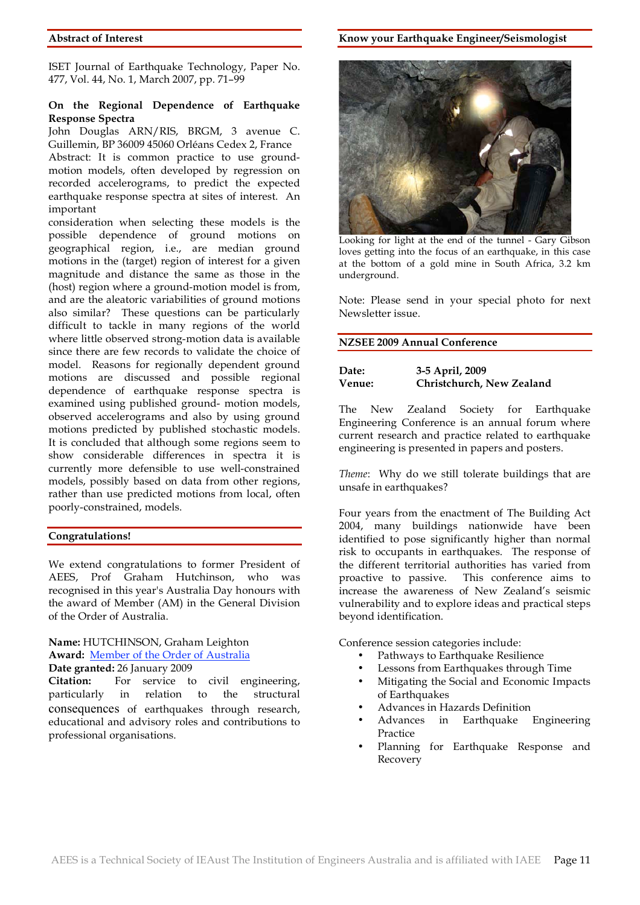## Abstract of Interest

ISET Journal of Earthquake Technology, Paper No. 477, Vol. 44, No. 1, March 2007, pp. 71–99

**On the Regional Dependence of Earthquake Response Spectra**

John Douglas ARN/RIS, BRGM, 3 avenue C. Guillemin, BP 36009 45060 Orléans Cedex 2, France

Abstract: It is common practice to use ground-motion models, often developed by regression on recorded accelerograms, to predict the expected earthquake response spectra at sites of interest. An important consideration when selecting these models is the possible dependence of ground motions on geographical region, i.e., are median ground motions in the (target) region of interest for a given magnitude and distance the same as those in the (host) region where a ground-motion model is from, and are the aleatoric variabilities of ground motions also similar? These questions can be particularly difficult to tackle in many regions of the world where little observed strong-motion data is available since there are few records to validate the choice of model. Reasons for regionally dependent ground motions are discussed and possible regional dependence of earthquake response spectra is examined using published ground- motion models, observed accelerograms and also by using ground motions predicted by published stochastic models. It is concluded that although some regions seem to show considerable differences in spectra it is currently more defensible to use well-constrained models, possibly based on data from other regions, rather than use predicted motions from local, often poorly-constrained, models.

## Congratulations!

We extend congratulations to former President of AEES, Prof Graham Hutchinson, who was recognised in this year's Australia Day honours with the award of Member (AM) in the General Division of the Order of Australia.

**Name:** HUTCHINSON, Graham Leighton
**Award:** Member of the Order of Australia
**Date granted:** 26 January 2009
**Citation:** For service to civil engineering, particularly in relation to the structural consequences of earthquakes through research, educational and advisory roles and contributions to professional organisations.

## Know your Earthquake Engineer/Seismologist

Looking for light at the end of the tunnel - Gary Gibson loves getting into the focus of an earthquake, in this case at the bottom of a gold mine in South Africa, 3.2 km underground.

Note: Please send in your special photo for next Newsletter issue.

## NZSEE 2009 Annual Conference

**Date:** 3-5 April, 2009
**Venue:** Christchurch, New Zealand

The New Zealand Society for Earthquake Engineering Conference is an annual forum where current research and practice related to earthquake engineering is presented in papers and posters.

*Theme*: Why do we still tolerate buildings that are unsafe in earthquakes?

Four years from the enactment of The Building Act 2004, many buildings nationwide have been identified to pose significantly higher than normal risk to occupants in earthquakes. The response of the different territorial authorities has varied from proactive to passive. This conference aims to increase the awareness of New Zealand's seismic vulnerability and to explore ideas and practical steps beyond identification.

Conference session categories include:

- Pathways to Earthquake Resilience
- Lessons from Earthquakes through Time
- Mitigating the Social and Economic Impacts of Earthquakes
- Advances in Hazards Definition
- Advances in Earthquake Engineering Practice
- Planning for Earthquake Response and Recovery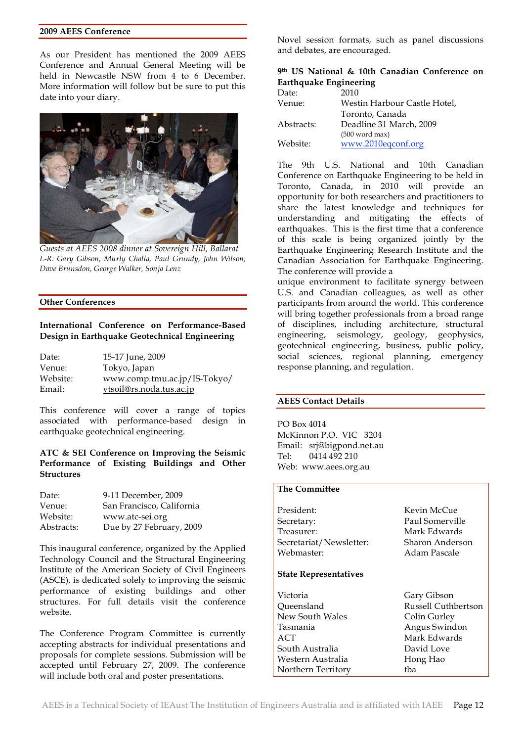## 2009 AEES Conference

As our President has mentioned the 2009 AEES Conference and Annual General Meeting will be held in Newcastle NSW from 4 to 6 December. More information will follow but be sure to put this date into your diary.

*Guests at AEES 2008 dinner at Sovereign Hill, Ballarat*
*L-R: Gary Gibson, Murty Challa, Paul Grundy, John Wilson, Dave Brunsdon, George Walker, Sonja Lenz*

## Other Conferences

### International Conference on Performance-Based Design in Earthquake Geotechnical Engineering

| | |
|---|---|
| Date: | 15-17 June, 2009 |
| Venue: | Tokyo, Japan |
| Website: | www.comp.tmu.ac.jp/IS-Tokyo/ |
| Email: | ytsoil@rs.noda.tus.ac.jp |

This conference will cover a range of topics associated with performance-based design in earthquake geotechnical engineering.

### ATC & SEI Conference on Improving the Seismic Performance of Existing Buildings and Other Structures

| | |
|---|---|
| Date: | 9-11 December, 2009 |
| Venue: | San Francisco, California |
| Website: | www.atc-sei.org |
| Abstracts: | Due by 27 February, 2009 |

This inaugural conference, organized by the Applied Technology Council and the Structural Engineering Institute of the American Society of Civil Engineers (ASCE), is dedicated solely to improving the seismic performance of existing buildings and other structures. For full details visit the conference website.

The Conference Program Committee is currently accepting abstracts for individual presentations and proposals for complete sessions. Submission will be accepted until February 27, 2009. The conference will include both oral and poster presentations. Novel session formats, such as panel discussions and debates, are encouraged.

### 9th US National & 10th Canadian Conference on Earthquake Engineering

| | |
|---|---|
| Date: | 2010 |
| Venue: | Westin Harbour Castle Hotel, Toronto, Canada |
| Abstracts: | Deadline 31 March, 2009 (500 word max) |
| Website: | www.2010eqconf.org |

The 9th U.S. National and 10th Canadian Conference on Earthquake Engineering to be held in Toronto, Canada, in 2010 will provide an opportunity for both researchers and practitioners to share the latest knowledge and techniques for understanding and mitigating the effects of earthquakes. This is the first time that a conference of this scale is being organized jointly by the Earthquake Engineering Research Institute and the Canadian Association for Earthquake Engineering. The conference will provide a unique environment to facilitate synergy between U.S. and Canadian colleagues, as well as other participants from around the world. This conference will bring together professionals from a broad range of disciplines, including architecture, structural engineering, seismology, geology, geophysics, geotechnical engineering, business, public policy, social sciences, regional planning, emergency response planning, and regulation.

## AEES Contact Details

PO Box 4014
McKinnon P.O. VIC 3204
Email: srj@bigpond.net.au
Tel: 0414 492 210
Web: www.aees.org.au

### The Committee

| | |
|---|---|
| President: | Kevin McCue |
| Secretary: | Paul Somerville |
| Treasurer: | Mark Edwards |
| Secretariat/Newsletter: | Sharon Anderson |
| Webmaster: | Adam Pascale |

### State Representatives

| | |
|---|---|
| Victoria | Gary Gibson |
| Queensland | Russell Cuthbertson |
| New South Wales | Colin Gurley |
| Tasmania | Angus Swindon |
| ACT | Mark Edwards |
| South Australia | David Love |
| Western Australia | Hong Hao |
| Northern Territory | tba |

AEES is a Technical Society of IEAust The Institution of Engineers Australia and is affiliated with IAEE